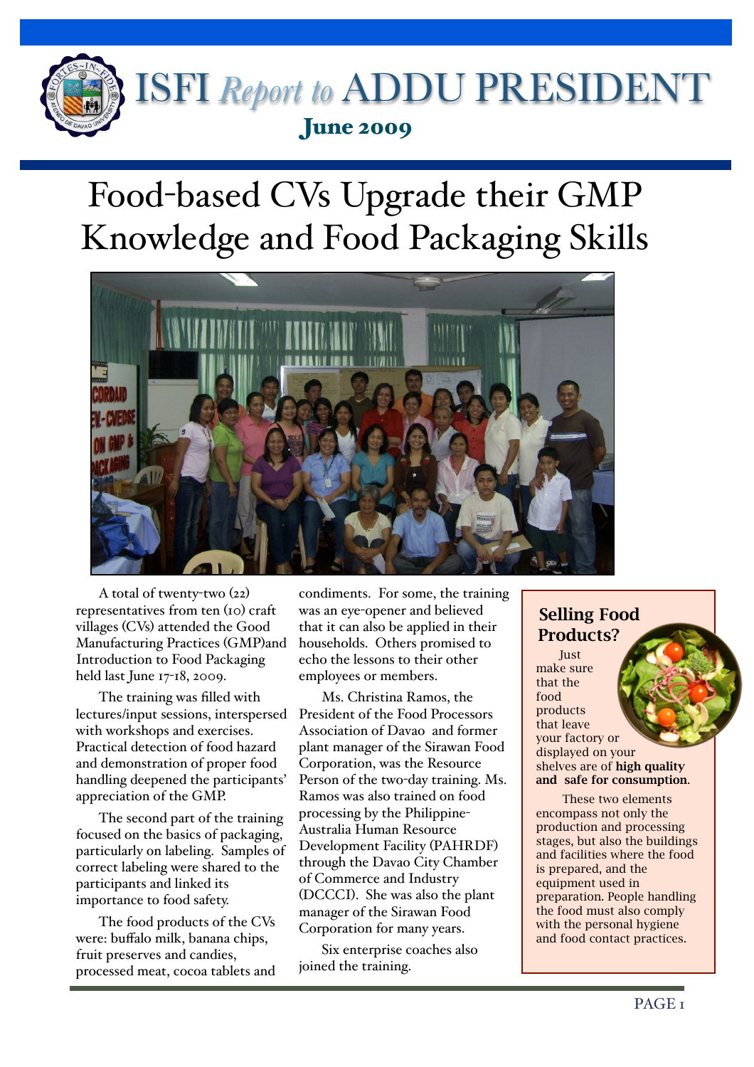# ISFI *Report to* ADDU PRESIDENT

**June 2009**

# Food-based CVs Upgrade their GMP Knowledge and Food Packaging Skills

A total of twenty-two (22) representatives from ten (10) craft villages (CVs) attended the Good Manufacturing Practices (GMP)and Introduction to Food Packaging held last June 17-18, 2009.

The training was filled with lectures/input sessions, interspersed with workshops and exercises. Practical detection of food hazard and demonstration of proper food handling deepened the participants' appreciation of the GMP.

The second part of the training focused on the basics of packaging, particularly on labeling. Samples of correct labeling were shared to the participants and linked its importance to food safety.

The food products of the CVs were: buffalo milk, banana chips, fruit preserves and candies, processed meat, cocoa tablets and condiments. For some, the training was an eye-opener and believed that it can also be applied in their households. Others promised to echo the lessons to their other employees or members.

Ms. Christina Ramos, the President of the Food Processors Association of Davao and former plant manager of the Sirawan Food Corporation, was the Resource Person of the two-day training. Ms. Ramos was also trained on food processing by the Philippine-Australia Human Resource Development Facility (PAHRDF) through the Davao City Chamber of Commerce and Industry (DCCCI). She was also the plant manager of the Sirawan Food Corporation for many years.

Six enterprise coaches also joined the training.

## Selling Food Products?

Just make sure that the food products that leave your factory or displayed on your shelves are of **high quality and safe for consumption**.

These two elements encompass not only the production and processing stages, but also the buildings and facilities where the food is prepared, and the equipment used in preparation. People handling the food must also comply with the personal hygiene and food contact practices.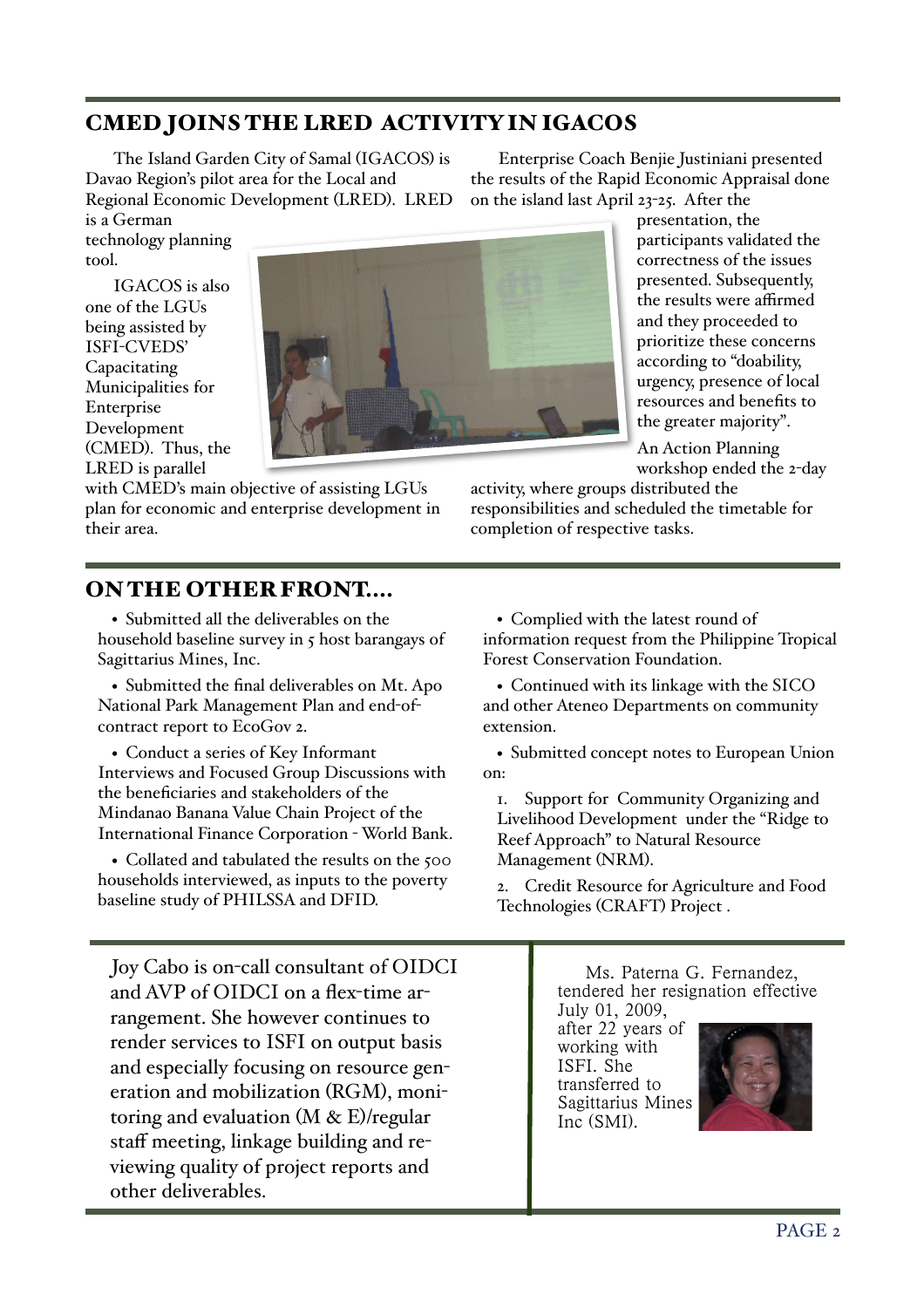## CMED JOINS THE LRED ACTIVITY IN IGACOS

The Island Garden City of Samal (IGACOS) is Davao Region's pilot area for the Local and Regional Economic Development (LRED). LRED is a German technology planning tool.

IGACOS is also one of the LGUs being assisted by ISFI-CVEDS' Capacitating Municipalities for Enterprise Development (CMED). Thus, the LRED is parallel with CMED's main objective of assisting LGUs plan for economic and enterprise development in their area.

Enterprise Coach Benjie Justiniani presented the results of the Rapid Economic Appraisal done on the island last April 23-25. After the presentation, the participants validated the correctness of the issues presented. Subsequently, the results were affirmed and they proceeded to prioritize these concerns according to "doability, urgency, presence of local resources and benefits to the greater majority".

An Action Planning workshop ended the 2-day activity, where groups distributed the responsibilities and scheduled the timetable for completion of respective tasks.

## ON THE OTHER FRONT....

- Submitted all the deliverables on the household baseline survey in 5 host barangays of Sagittarius Mines, Inc.
- Submitted the final deliverables on Mt. Apo National Park Management Plan and end-of-contract report to EcoGov 2.
- Conduct a series of Key Informant Interviews and Focused Group Discussions with the beneficiaries and stakeholders of the Mindanao Banana Value Chain Project of the International Finance Corporation - World Bank.
- Collated and tabulated the results on the 500 households interviewed, as inputs to the poverty baseline study of PHILSSA and DFID.
- Complied with the latest round of information request from the Philippine Tropical Forest Conservation Foundation.
- Continued with its linkage with the SICO and other Ateneo Departments on community extension.
- Submitted concept notes to European Union on:

1. Support for Community Organizing and Livelihood Development under the "Ridge to Reef Approach" to Natural Resource Management (NRM).
2. Credit Resource for Agriculture and Food Technologies (CRAFT) Project .

Joy Cabo is on-call consultant of OIDCI and AVP of OIDCI on a flex-time arrangement. She however continues to render services to ISFI on output basis and especially focusing on resource generation and mobilization (RGM), monitoring and evaluation (M & E)/regular staff meeting, linkage building and reviewing quality of project reports and other deliverables.

Ms. Paterna G. Fernandez, tendered her resignation effective July 01, 2009, after 22 years of working with ISFI. She transferred to Sagittarius Mines Inc (SMI).